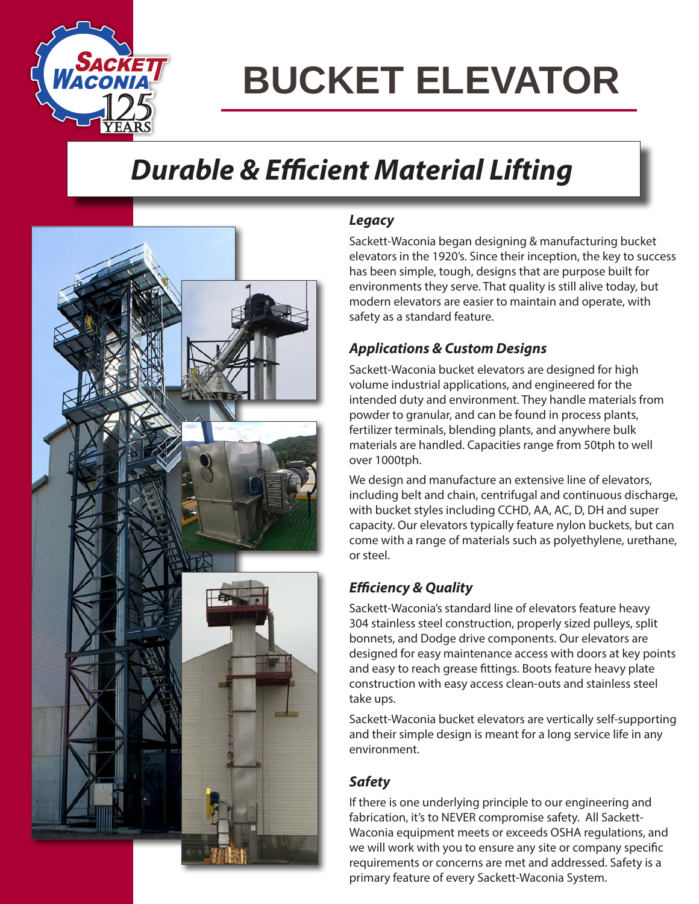# BUCKET ELEVATOR

## *Durable & Efficient Material Lifting*

### *Legacy*

Sackett-Waconia began designing & manufacturing bucket elevators in the 1920's. Since their inception, the key to success has been simple, tough, designs that are purpose built for environments they serve. That quality is still alive today, but modern elevators are easier to maintain and operate, with safety as a standard feature.

### *Applications & Custom Designs*

Sackett-Waconia bucket elevators are designed for high volume industrial applications, and engineered for the intended duty and environment. They handle materials from powder to granular, and can be found in process plants, fertilizer terminals, blending plants, and anywhere bulk materials are handled. Capacities range from 50tph to well over 1000tph.

We design and manufacture an extensive line of elevators, including belt and chain, centrifugal and continuous discharge, with bucket styles including CCHD, AA, AC, D, DH and super capacity. Our elevators typically feature nylon buckets, but can come with a range of materials such as polyethylene, urethane, or steel.

### *Efficiency & Quality*

Sackett-Waconia's standard line of elevators feature heavy 304 stainless steel construction, properly sized pulleys, split bonnets, and Dodge drive components. Our elevators are designed for easy maintenance access with doors at key points and easy to reach grease fittings. Boots feature heavy plate construction with easy access clean-outs and stainless steel take ups.

Sackett-Waconia bucket elevators are vertically self-supporting and their simple design is meant for a long service life in any environment.

### *Safety*

If there is one underlying principle to our engineering and fabrication, it's to NEVER compromise safety. All Sackett-Waconia equipment meets or exceeds OSHA regulations, and we will work with you to ensure any site or company specific requirements or concerns are met and addressed. Safety is a primary feature of every Sackett-Waconia System.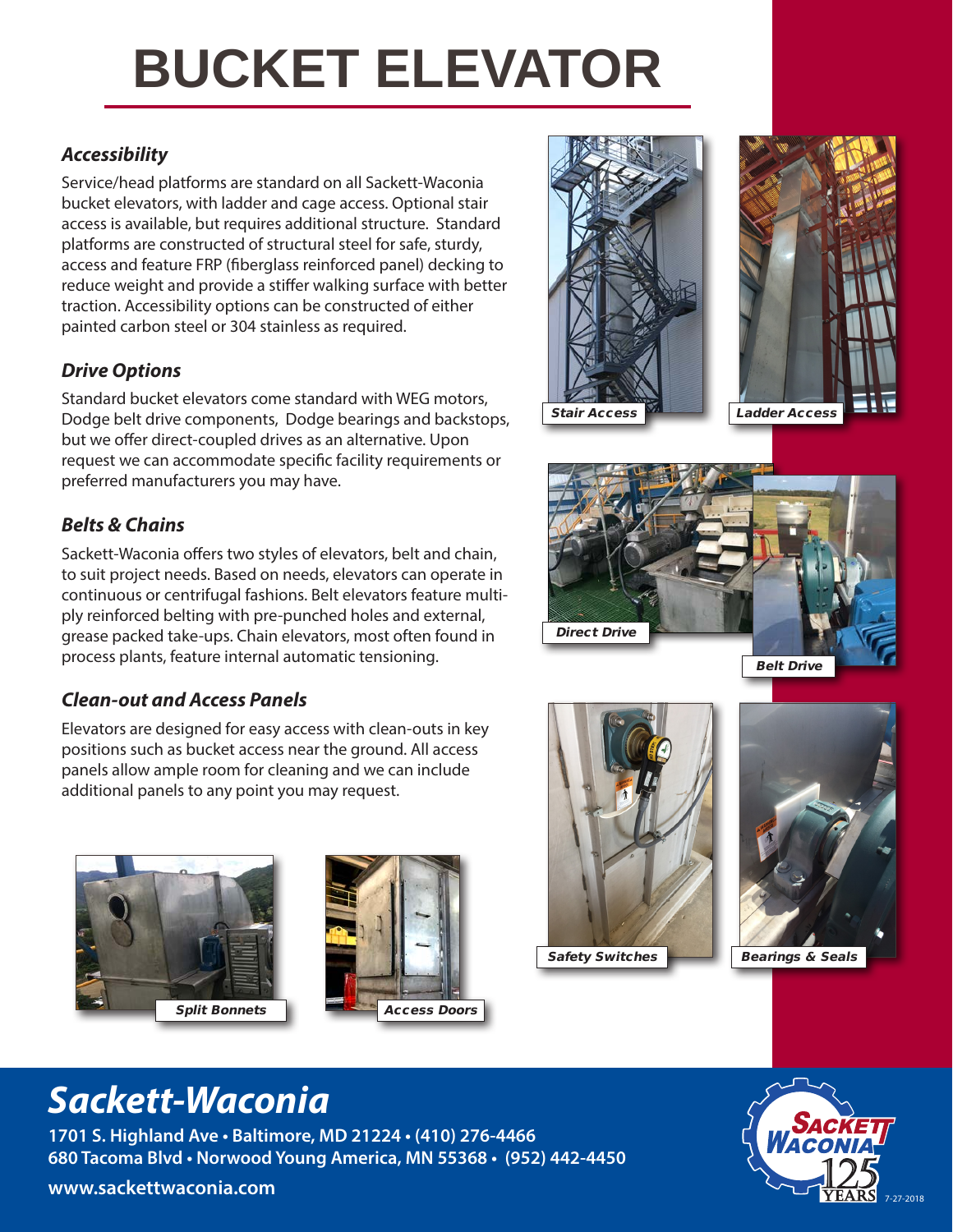# BUCKET ELEVATOR

### *Accessibility*

Service/head platforms are standard on all Sackett-Waconia bucket elevators, with ladder and cage access. Optional stair access is available, but requires additional structure. Standard platforms are constructed of structural steel for safe, sturdy, access and feature FRP (fiberglass reinforced panel) decking to reduce weight and provide a stiffer walking surface with better traction. Accessibility options can be constructed of either painted carbon steel or 304 stainless as required.

### *Drive Options*

Standard bucket elevators come standard with WEG motors, Dodge belt drive components, Dodge bearings and backstops, but we offer direct-coupled drives as an alternative. Upon request we can accommodate specific facility requirements or preferred manufacturers you may have.

### *Belts & Chains*

Sackett-Waconia offers two styles of elevators, belt and chain, to suit project needs. Based on needs, elevators can operate in continuous or centrifugal fashions. Belt elevators feature multi-ply reinforced belting with pre-punched holes and external, grease packed take-ups. Chain elevators, most often found in process plants, feature internal automatic tensioning.

### *Clean-out and Access Panels*

Elevators are designed for easy access with clean-outs in key positions such as bucket access near the ground. All access panels allow ample room for cleaning and we can include additional panels to any point you may request.

*Split Bonnets*

*Access Doors*

*Stair Access*

*Ladder Access*

*Direct Drive*

*Belt Drive*

*Safety Switches*

*Bearings & Seals*

## *Sackett-Waconia*

**1701 S. Highland Ave • Baltimore, MD 21224 • (410) 276-4466**
**680 Tacoma Blvd • Norwood Young America, MN 55368 • (952) 442-4450**

**www.sackettwaconia.com**

Sackett Waconia 125 Years

7-27-2018